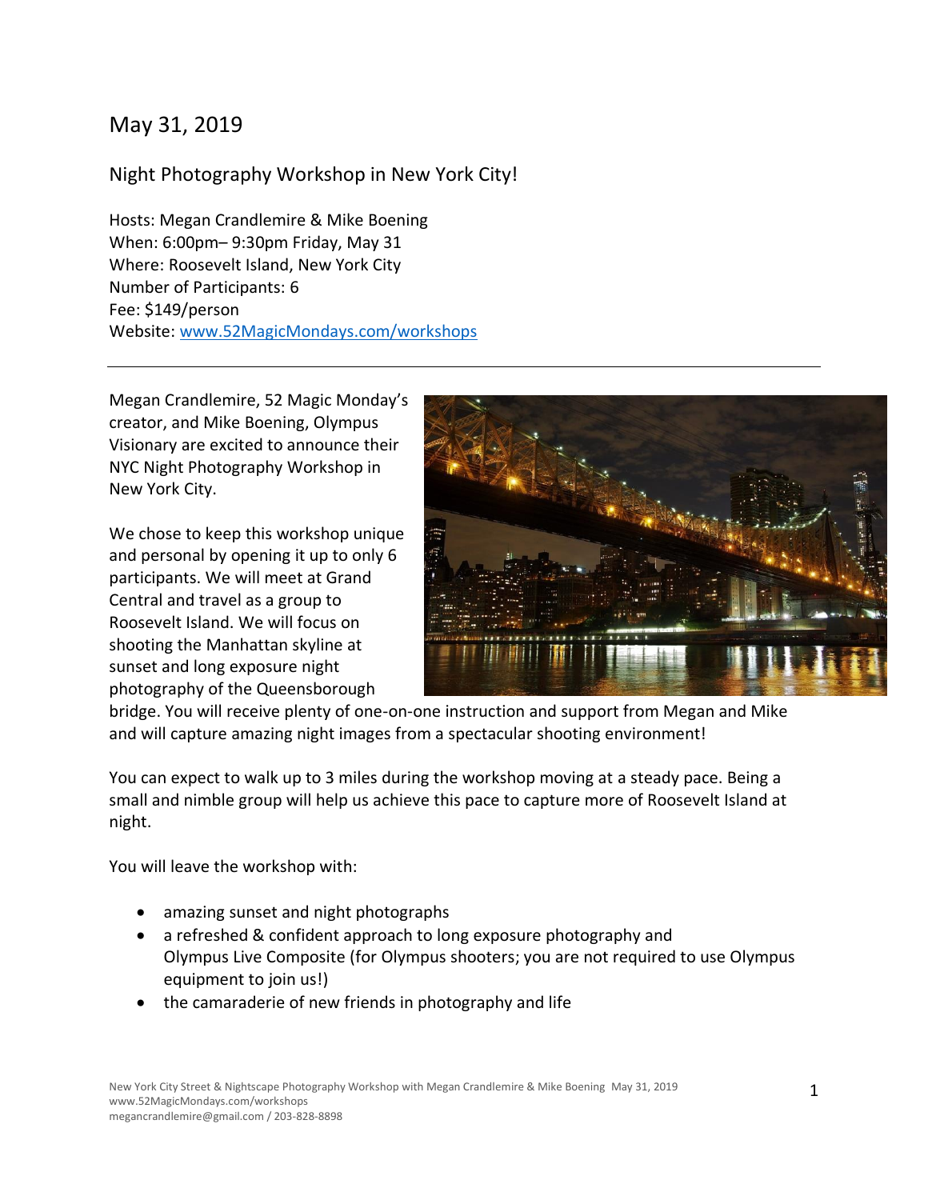May 31, 2019

Night Photography Workshop in New York City!

Hosts: Megan Crandlemire & Mike Boening
When: 6:00pm– 9:30pm Friday, May 31
Where: Roosevelt Island, New York City
Number of Participants: 6
Fee: $149/person
Website: [www.52MagicMondays.com/workshops](http://www.52MagicMondays.com/workshops)

---

Megan Crandlemire, 52 Magic Monday's creator, and Mike Boening, Olympus Visionary are excited to announce their NYC Night Photography Workshop in New York City.

We chose to keep this workshop unique and personal by opening it up to only 6 participants. We will meet at Grand Central and travel as a group to Roosevelt Island. We will focus on shooting the Manhattan skyline at sunset and long exposure night photography of the Queensborough bridge. You will receive plenty of one-on-one instruction and support from Megan and Mike and will capture amazing night images from a spectacular shooting environment!

You can expect to walk up to 3 miles during the workshop moving at a steady pace. Being a small and nimble group will help us achieve this pace to capture more of Roosevelt Island at night.

You will leave the workshop with:

- amazing sunset and night photographs
- a refreshed & confident approach to long exposure photography and Olympus Live Composite (for Olympus shooters; you are not required to use Olympus equipment to join us!)
- the camaraderie of new friends in photography and life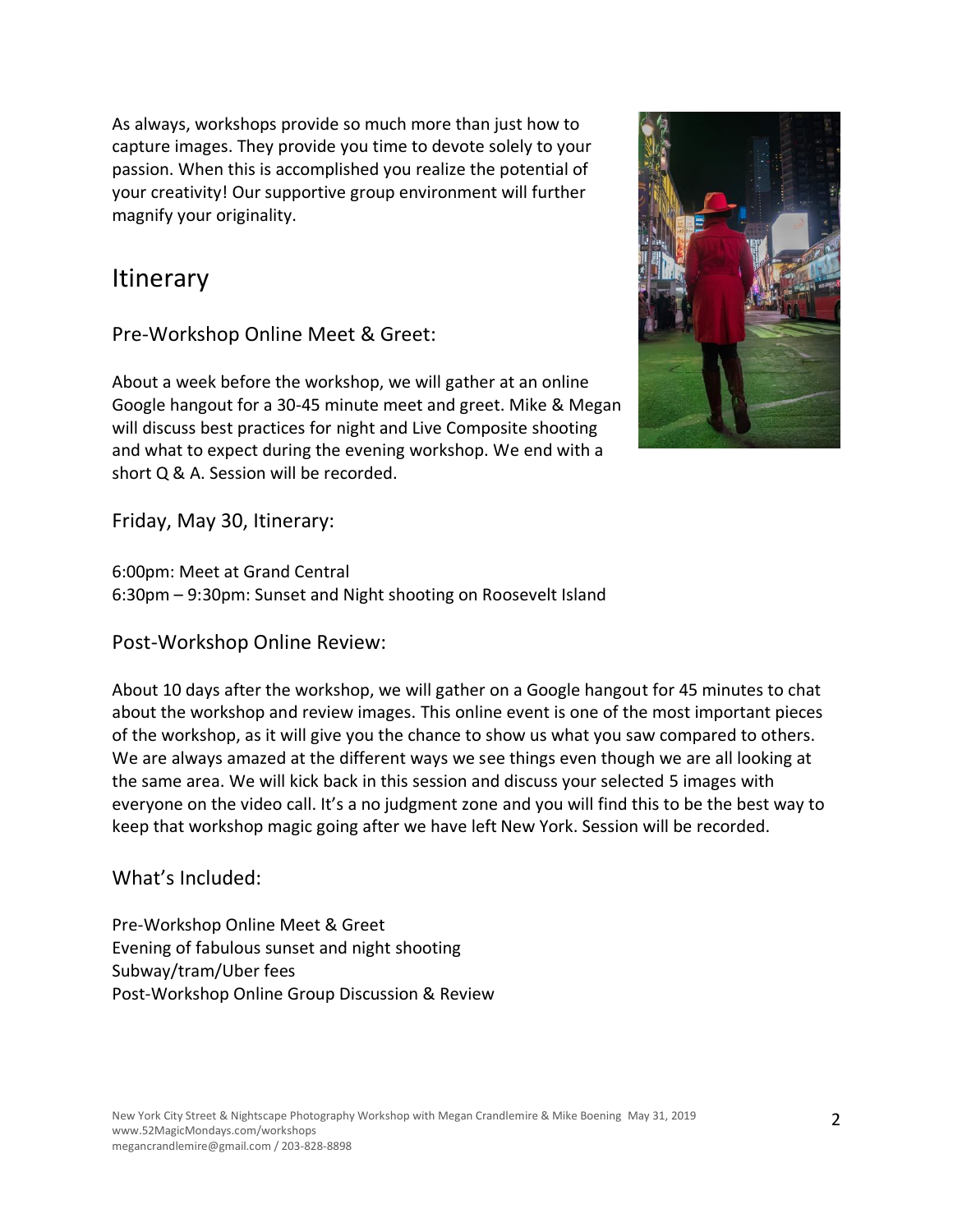As always, workshops provide so much more than just how to capture images. They provide you time to devote solely to your passion. When this is accomplished you realize the potential of your creativity! Our supportive group environment will further magnify your originality.

## Itinerary

### Pre-Workshop Online Meet & Greet:

About a week before the workshop, we will gather at an online Google hangout for a 30-45 minute meet and greet. Mike & Megan will discuss best practices for night and Live Composite shooting and what to expect during the evening workshop. We end with a short Q & A. Session will be recorded.

### Friday, May 30, Itinerary:

6:00pm: Meet at Grand Central
6:30pm – 9:30pm: Sunset and Night shooting on Roosevelt Island

### Post-Workshop Online Review:

About 10 days after the workshop, we will gather on a Google hangout for 45 minutes to chat about the workshop and review images. This online event is one of the most important pieces of the workshop, as it will give you the chance to show us what you saw compared to others. We are always amazed at the different ways we see things even though we are all looking at the same area. We will kick back in this session and discuss your selected 5 images with everyone on the video call. It's a no judgment zone and you will find this to be the best way to keep that workshop magic going after we have left New York. Session will be recorded.

### What's Included:

Pre-Workshop Online Meet & Greet
Evening of fabulous sunset and night shooting
Subway/tram/Uber fees
Post-Workshop Online Group Discussion & Review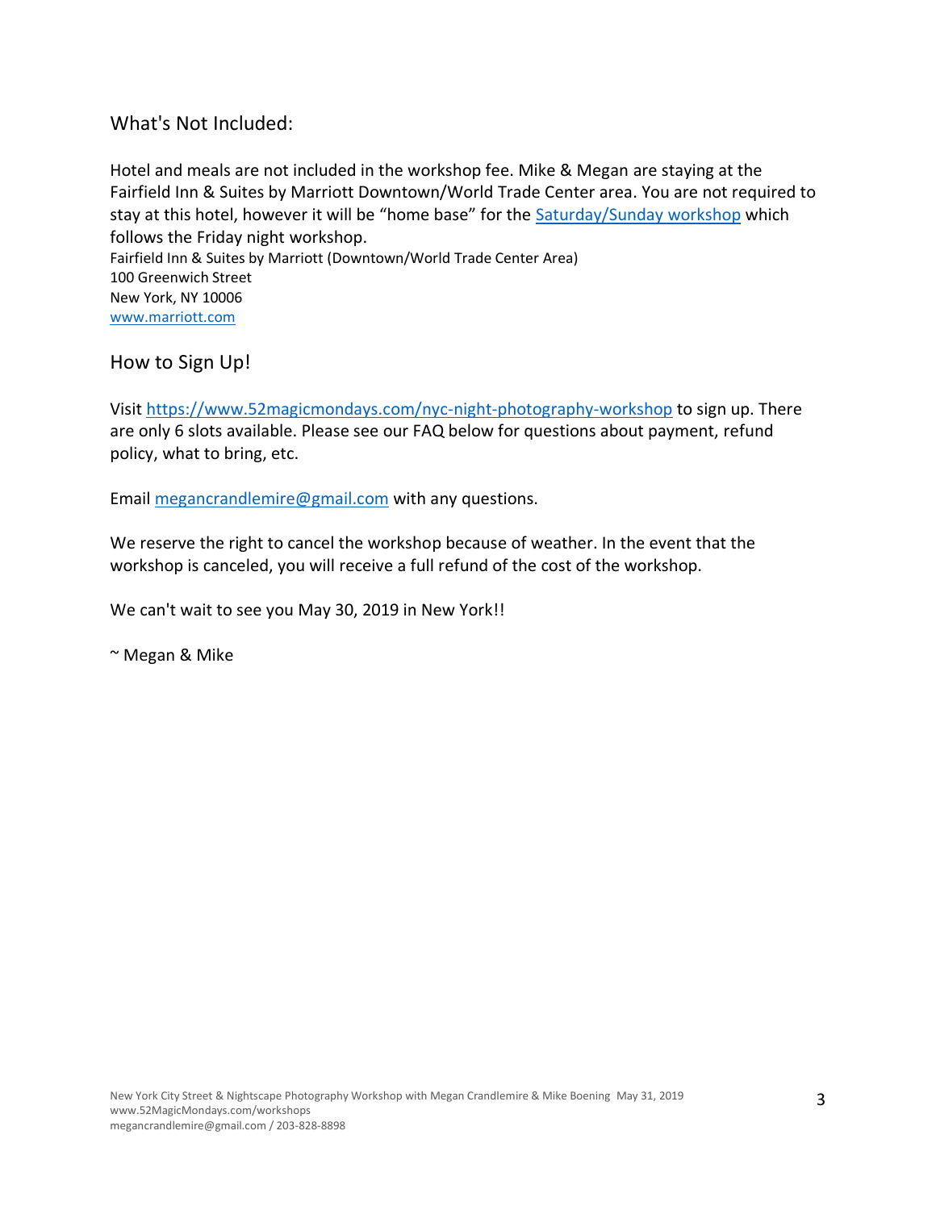## What's Not Included:

Hotel and meals are not included in the workshop fee. Mike & Megan are staying at the Fairfield Inn & Suites by Marriott Downtown/World Trade Center area. You are not required to stay at this hotel, however it will be "home base" for the Saturday/Sunday workshop which follows the Friday night workshop.

Fairfield Inn & Suites by Marriott (Downtown/World Trade Center Area)
100 Greenwich Street
New York, NY 10006
www.marriott.com

## How to Sign Up!

Visit https://www.52magicmondays.com/nyc-night-photography-workshop to sign up. There are only 6 slots available. Please see our FAQ below for questions about payment, refund policy, what to bring, etc.

Email megancrandlemire@gmail.com with any questions.

We reserve the right to cancel the workshop because of weather. In the event that the workshop is canceled, you will receive a full refund of the cost of the workshop.

We can't wait to see you May 30, 2019 in New York!!

~ Megan & Mike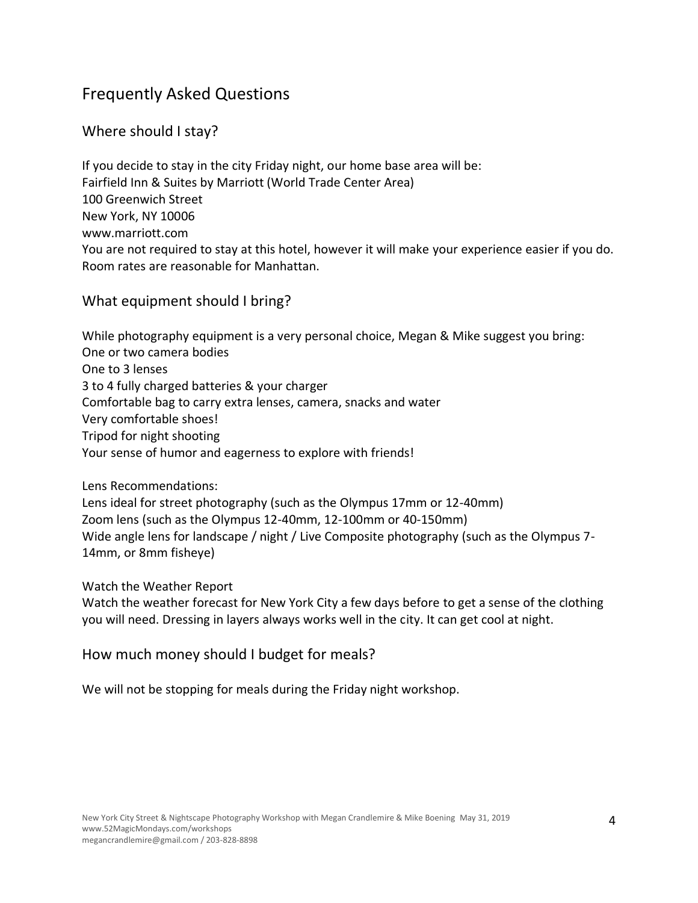## Frequently Asked Questions

### Where should I stay?

If you decide to stay in the city Friday night, our home base area will be:
Fairfield Inn & Suites by Marriott (World Trade Center Area)
100 Greenwich Street
New York, NY 10006
www.marriott.com
You are not required to stay at this hotel, however it will make your experience easier if you do. Room rates are reasonable for Manhattan.

### What equipment should I bring?

While photography equipment is a very personal choice, Megan & Mike suggest you bring:
One or two camera bodies
One to 3 lenses
3 to 4 fully charged batteries & your charger
Comfortable bag to carry extra lenses, camera, snacks and water
Very comfortable shoes!
Tripod for night shooting
Your sense of humor and eagerness to explore with friends!

Lens Recommendations:
Lens ideal for street photography (such as the Olympus 17mm or 12-40mm)
Zoom lens (such as the Olympus 12-40mm, 12-100mm or 40-150mm)
Wide angle lens for landscape / night / Live Composite photography (such as the Olympus 7-14mm, or 8mm fisheye)

Watch the Weather Report
Watch the weather forecast for New York City a few days before to get a sense of the clothing you will need. Dressing in layers always works well in the city. It can get cool at night.

### How much money should I budget for meals?

We will not be stopping for meals during the Friday night workshop.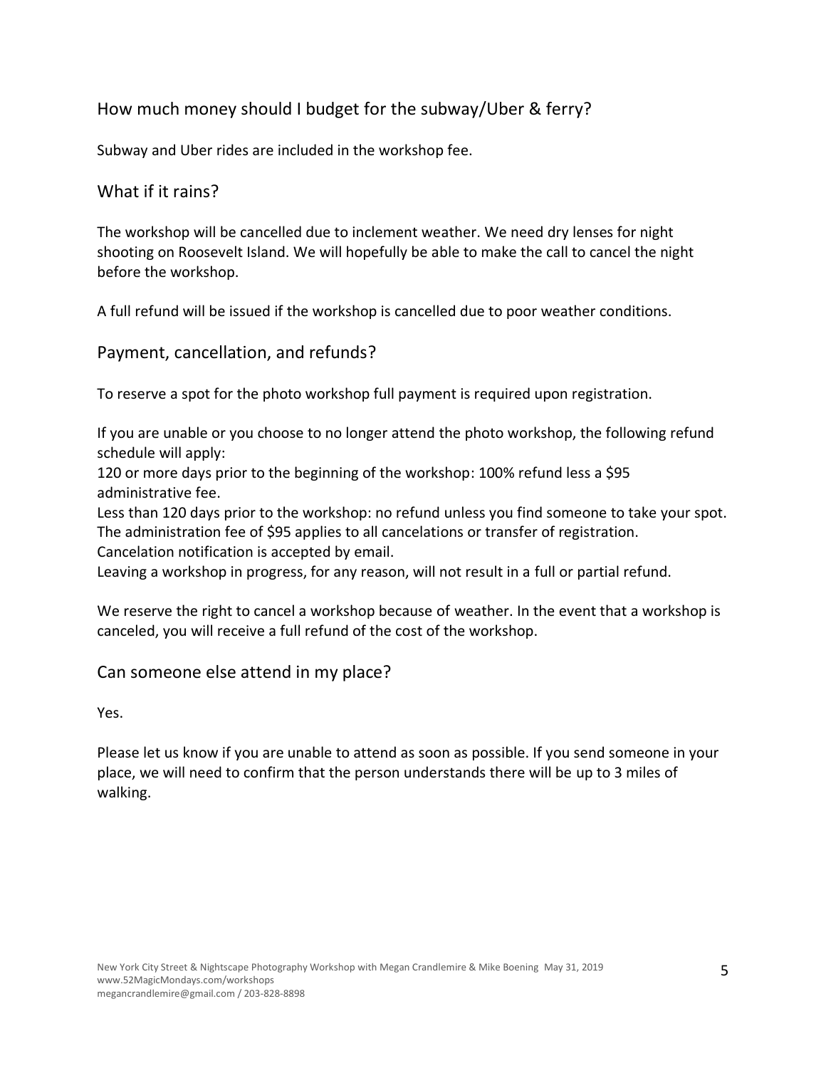## How much money should I budget for the subway/Uber & ferry?

Subway and Uber rides are included in the workshop fee.

## What if it rains?

The workshop will be cancelled due to inclement weather. We need dry lenses for night shooting on Roosevelt Island. We will hopefully be able to make the call to cancel the night before the workshop.

A full refund will be issued if the workshop is cancelled due to poor weather conditions.

## Payment, cancellation, and refunds?

To reserve a spot for the photo workshop full payment is required upon registration.

If you are unable or you choose to no longer attend the photo workshop, the following refund schedule will apply:
120 or more days prior to the beginning of the workshop: 100% refund less a $95 administrative fee.
Less than 120 days prior to the workshop: no refund unless you find someone to take your spot.
The administration fee of $95 applies to all cancelations or transfer of registration.
Cancelation notification is accepted by email.
Leaving a workshop in progress, for any reason, will not result in a full or partial refund.

We reserve the right to cancel a workshop because of weather. In the event that a workshop is canceled, you will receive a full refund of the cost of the workshop.

## Can someone else attend in my place?

Yes.

Please let us know if you are unable to attend as soon as possible. If you send someone in your place, we will need to confirm that the person understands there will be up to 3 miles of walking.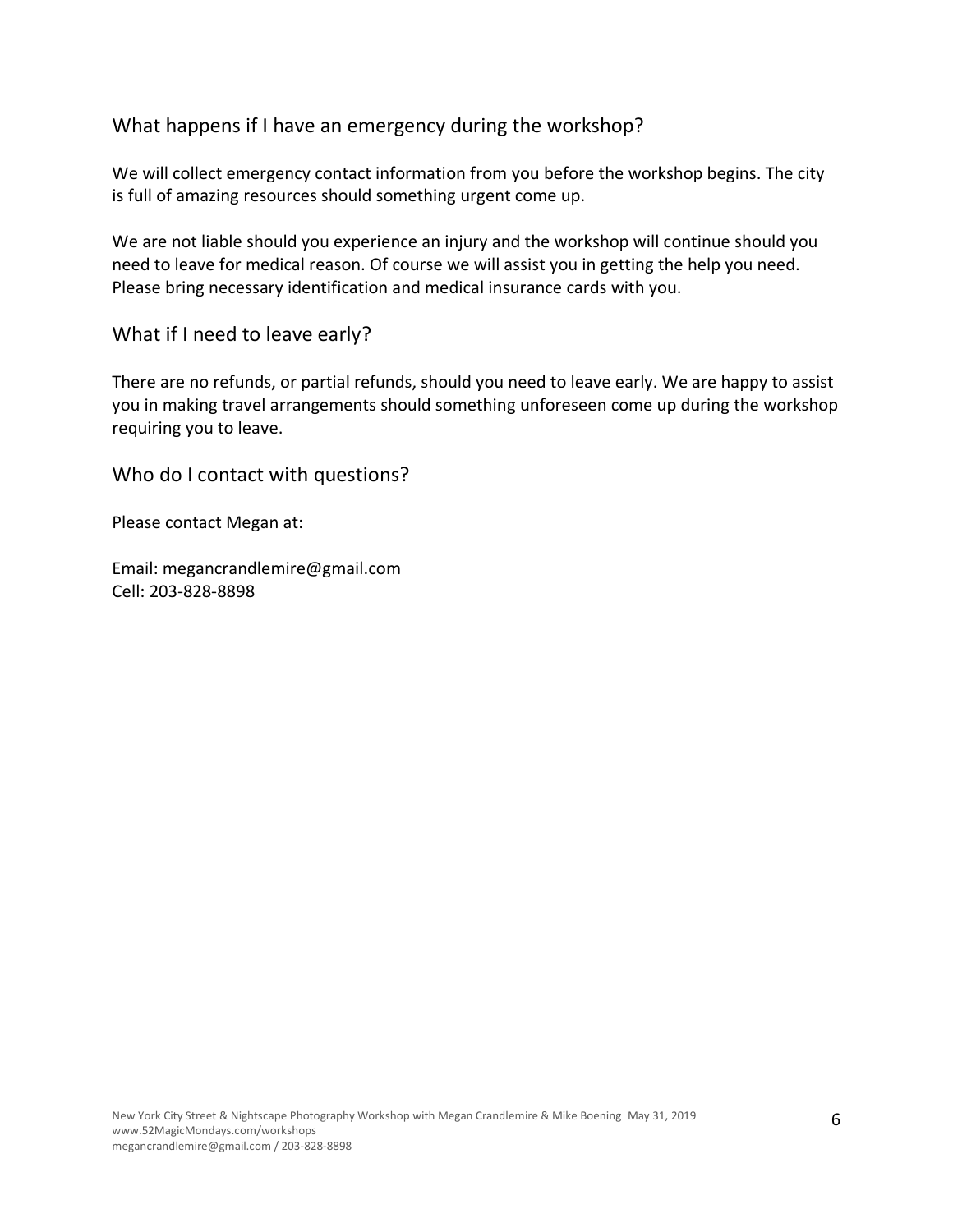## What happens if I have an emergency during the workshop?

We will collect emergency contact information from you before the workshop begins. The city is full of amazing resources should something urgent come up.

We are not liable should you experience an injury and the workshop will continue should you need to leave for medical reason. Of course we will assist you in getting the help you need. Please bring necessary identification and medical insurance cards with you.

## What if I need to leave early?

There are no refunds, or partial refunds, should you need to leave early. We are happy to assist you in making travel arrangements should something unforeseen come up during the workshop requiring you to leave.

## Who do I contact with questions?

Please contact Megan at:

Email: megancrandlemire@gmail.com
Cell: 203-828-8898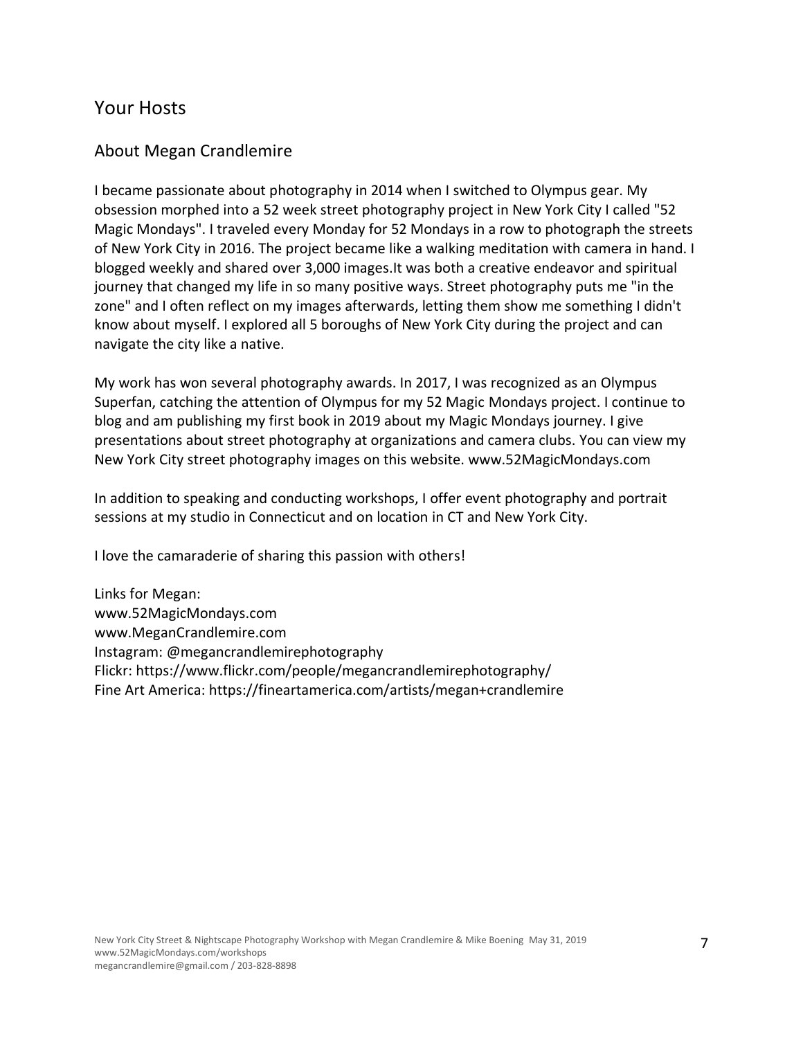## Your Hosts

### About Megan Crandlemire

I became passionate about photography in 2014 when I switched to Olympus gear. My obsession morphed into a 52 week street photography project in New York City I called "52 Magic Mondays". I traveled every Monday for 52 Mondays in a row to photograph the streets of New York City in 2016. The project became like a walking meditation with camera in hand. I blogged weekly and shared over 3,000 images.It was both a creative endeavor and spiritual journey that changed my life in so many positive ways. Street photography puts me "in the zone" and I often reflect on my images afterwards, letting them show me something I didn't know about myself. I explored all 5 boroughs of New York City during the project and can navigate the city like a native.

My work has won several photography awards. In 2017, I was recognized as an Olympus Superfan, catching the attention of Olympus for my 52 Magic Mondays project. I continue to blog and am publishing my first book in 2019 about my Magic Mondays journey. I give presentations about street photography at organizations and camera clubs. You can view my New York City street photography images on this website. www.52MagicMondays.com

In addition to speaking and conducting workshops, I offer event photography and portrait sessions at my studio in Connecticut and on location in CT and New York City.

I love the camaraderie of sharing this passion with others!

Links for Megan:
www.52MagicMondays.com
www.MeganCrandlemire.com
Instagram: @megancrandlemirephotography
Flickr: https://www.flickr.com/people/megancrandlemirephotography/
Fine Art America: https://fineartamerica.com/artists/megan+crandlemire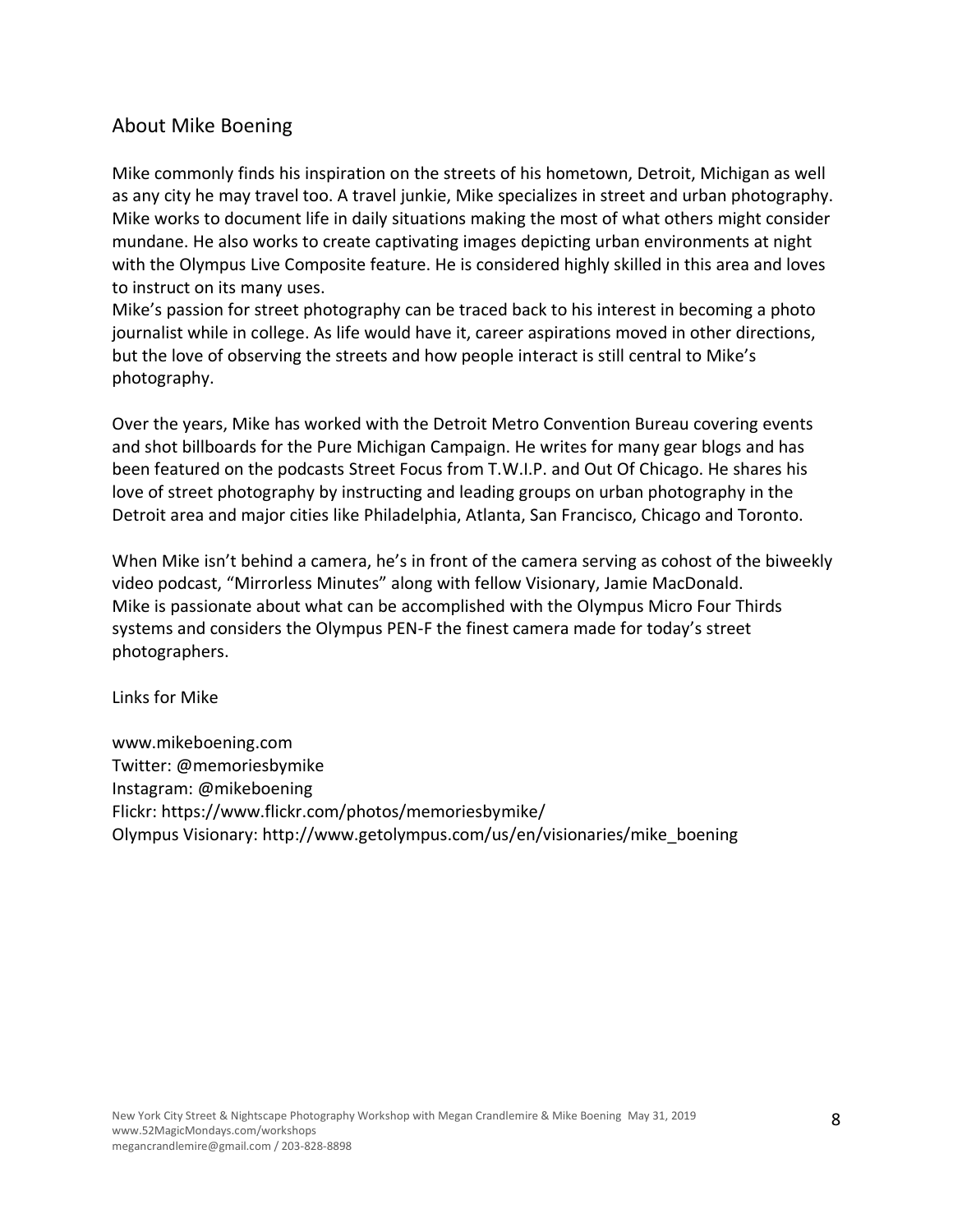## About Mike Boening

Mike commonly finds his inspiration on the streets of his hometown, Detroit, Michigan as well as any city he may travel too. A travel junkie, Mike specializes in street and urban photography. Mike works to document life in daily situations making the most of what others might consider mundane. He also works to create captivating images depicting urban environments at night with the Olympus Live Composite feature. He is considered highly skilled in this area and loves to instruct on its many uses.
Mike's passion for street photography can be traced back to his interest in becoming a photo journalist while in college. As life would have it, career aspirations moved in other directions, but the love of observing the streets and how people interact is still central to Mike's photography.

Over the years, Mike has worked with the Detroit Metro Convention Bureau covering events and shot billboards for the Pure Michigan Campaign. He writes for many gear blogs and has been featured on the podcasts Street Focus from T.W.I.P. and Out Of Chicago. He shares his love of street photography by instructing and leading groups on urban photography in the Detroit area and major cities like Philadelphia, Atlanta, San Francisco, Chicago and Toronto.

When Mike isn't behind a camera, he's in front of the camera serving as cohost of the biweekly video podcast, "Mirrorless Minutes" along with fellow Visionary, Jamie MacDonald.
Mike is passionate about what can be accomplished with the Olympus Micro Four Thirds systems and considers the Olympus PEN-F the finest camera made for today's street photographers.

Links for Mike

www.mikeboening.com
Twitter: @memoriesbymike
Instagram: @mikeboening
Flickr: https://www.flickr.com/photos/memoriesbymike/
Olympus Visionary: http://www.getolympus.com/us/en/visionaries/mike_boening